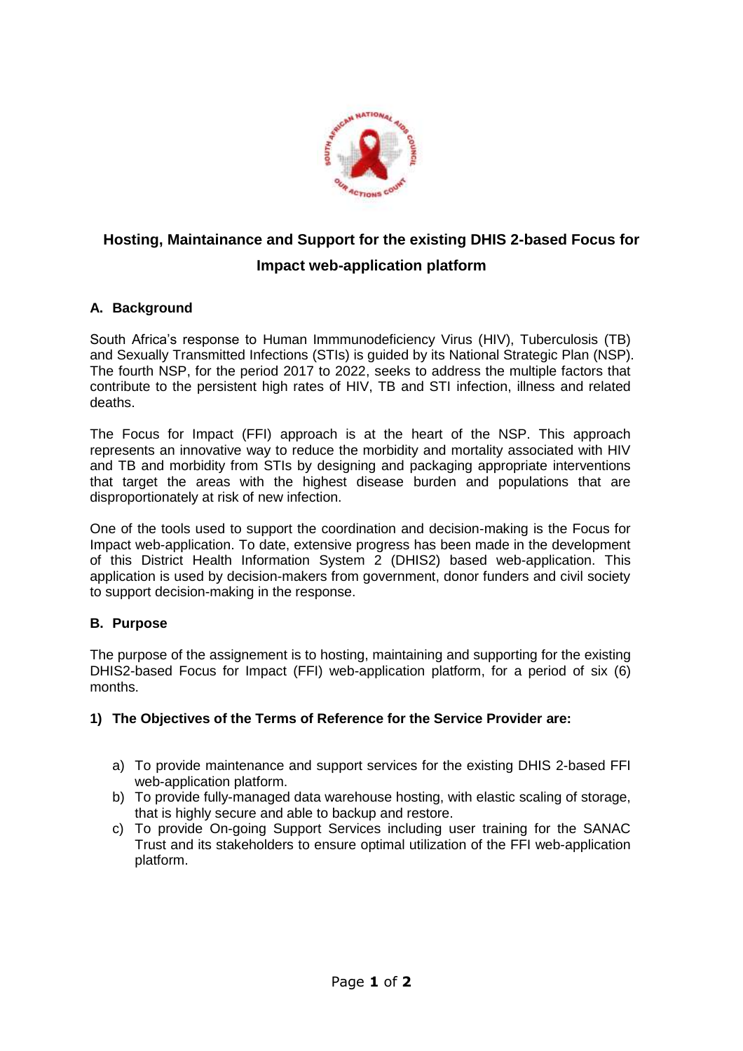# Hosting, Maintainance and Support for the existing DHIS 2-based Focus for Impact web-application platform

## A. Background

South Africa's response to Human Immmunodeficiency Virus (HIV), Tuberculosis (TB) and Sexually Transmitted Infections (STIs) is guided by its National Strategic Plan (NSP). The fourth NSP, for the period 2017 to 2022, seeks to address the multiple factors that contribute to the persistent high rates of HIV, TB and STI infection, illness and related deaths.

The Focus for Impact (FFI) approach is at the heart of the NSP. This approach represents an innovative way to reduce the morbidity and mortality associated with HIV and TB and morbidity from STIs by designing and packaging appropriate interventions that target the areas with the highest disease burden and populations that are disproportionately at risk of new infection.

One of the tools used to support the coordination and decision-making is the Focus for Impact web-application. To date, extensive progress has been made in the development of this District Health Information System 2 (DHIS2) based web-application. This application is used by decision-makers from government, donor funders and civil society to support decision-making in the response.

## B. Purpose

The purpose of the assignement is to hosting, maintaining and supporting for the existing DHIS2-based Focus for Impact (FFI) web-application platform, for a period of six (6) months.

### 1) The Objectives of the Terms of Reference for the Service Provider are:

a) To provide maintenance and support services for the existing DHIS 2-based FFI web-application platform.

b) To provide fully-managed data warehouse hosting, with elastic scaling of storage, that is highly secure and able to backup and restore.

c) To provide On-going Support Services including user training for the SANAC Trust and its stakeholders to ensure optimal utilization of the FFI web-application platform.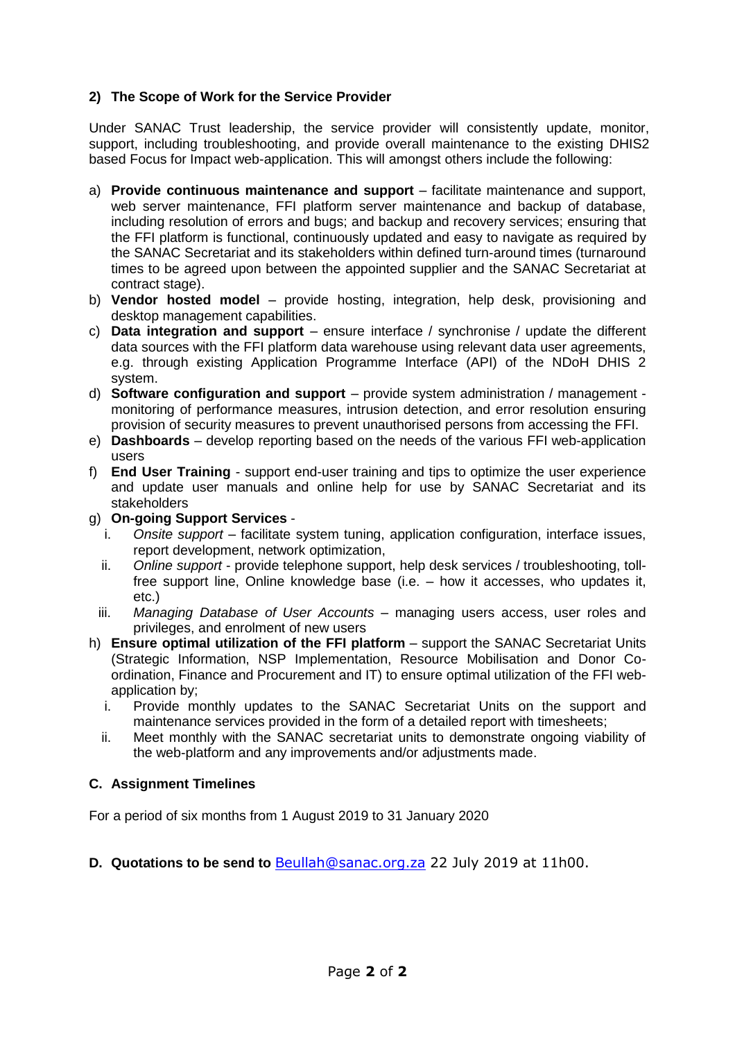### 2) The Scope of Work for the Service Provider

Under SANAC Trust leadership, the service provider will consistently update, monitor, support, including troubleshooting, and provide overall maintenance to the existing DHIS2 based Focus for Impact web-application. This will amongst others include the following:

a) **Provide continuous maintenance and support** – facilitate maintenance and support, web server maintenance, FFI platform server maintenance and backup of database, including resolution of errors and bugs; and backup and recovery services; ensuring that the FFI platform is functional, continuously updated and easy to navigate as required by the SANAC Secretariat and its stakeholders within defined turn-around times (turnaround times to be agreed upon between the appointed supplier and the SANAC Secretariat at contract stage).
b) **Vendor hosted model** – provide hosting, integration, help desk, provisioning and desktop management capabilities.
c) **Data integration and support** – ensure interface / synchronise / update the different data sources with the FFI platform data warehouse using relevant data user agreements, e.g. through existing Application Programme Interface (API) of the NDoH DHIS 2 system.
d) **Software configuration and support** – provide system administration / management - monitoring of performance measures, intrusion detection, and error resolution ensuring provision of security measures to prevent unauthorised persons from accessing the FFI.
e) **Dashboards** – develop reporting based on the needs of the various FFI web-application users
f) **End User Training** - support end-user training and tips to optimize the user experience and update user manuals and online help for use by SANAC Secretariat and its stakeholders
g) **On-going Support Services** -
   i. *Onsite support* – facilitate system tuning, application configuration, interface issues, report development, network optimization,
   ii. *Online support* - provide telephone support, help desk services / troubleshooting, toll-free support line, Online knowledge base (i.e. – how it accesses, who updates it, etc.)
   iii. *Managing Database of User Accounts* – managing users access, user roles and privileges, and enrolment of new users
h) **Ensure optimal utilization of the FFI platform** – support the SANAC Secretariat Units (Strategic Information, NSP Implementation, Resource Mobilisation and Donor Co-ordination, Finance and Procurement and IT) to ensure optimal utilization of the FFI web-application by;
   i. Provide monthly updates to the SANAC Secretariat Units on the support and maintenance services provided in the form of a detailed report with timesheets;
   ii. Meet monthly with the SANAC secretariat units to demonstrate ongoing viability of the web-platform and any improvements and/or adjustments made.

### C. Assignment Timelines

For a period of six months from 1 August 2019 to 31 January 2020

### D. Quotations to be send to Beullah@sanac.org.za 22 July 2019 at 11h00.